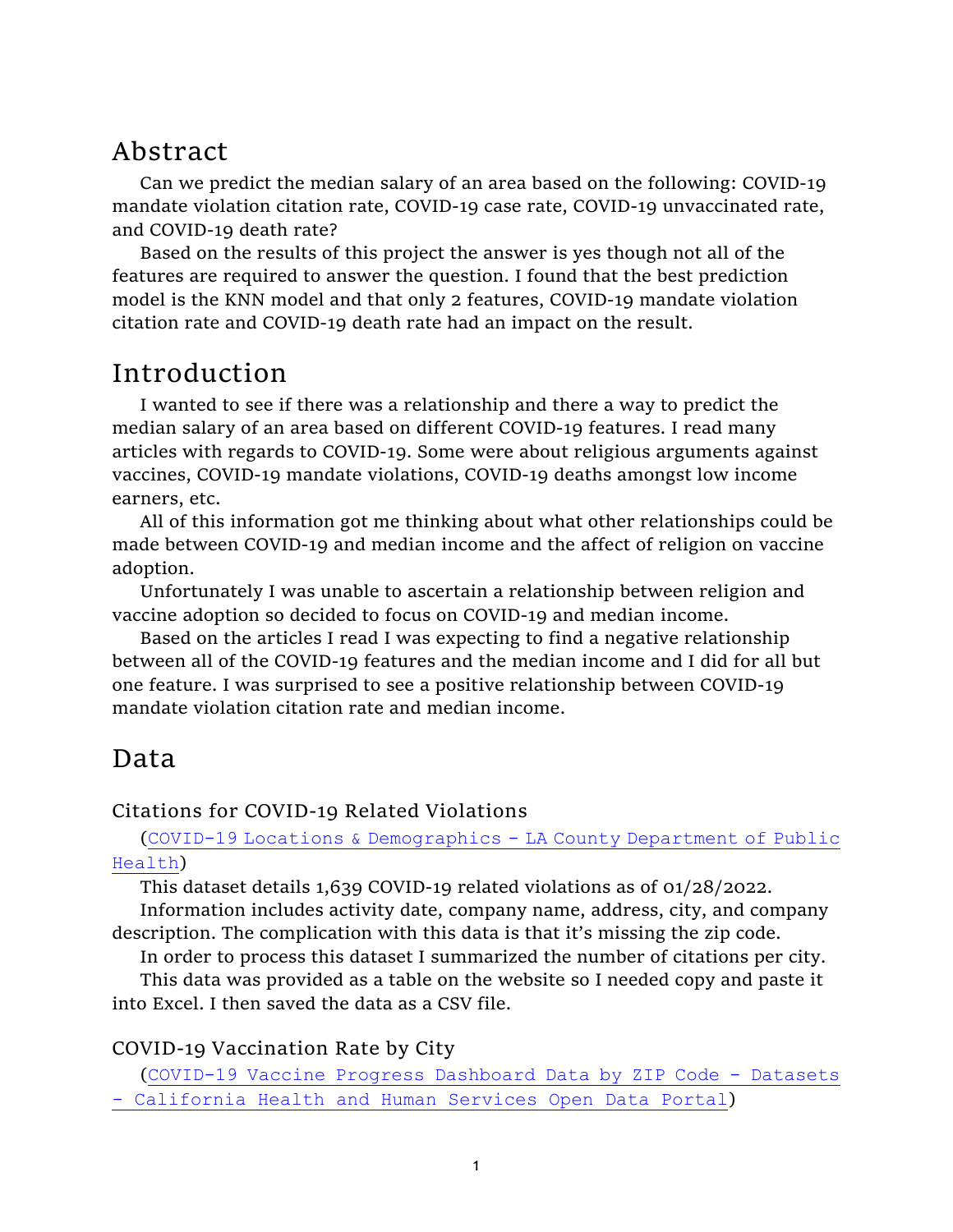## Abstract

Can we predict the median salary of an area based on the following: COVID-19 mandate violation citation rate, COVID-19 case rate, COVID-19 unvaccinated rate, and COVID-19 death rate?

Based on the results of this project the answer is yes though not all of the features are required to answer the question. I found that the best prediction model is the KNN model and that only 2 features, COVID-19 mandate violation citation rate and COVID-19 death rate had an impact on the result.

## Introduction

I wanted to see if there was a relationship and there a way to predict the median salary of an area based on different COVID-19 features. I read many articles with regards to COVID-19. Some were about religious arguments against vaccines, COVID-19 mandate violations, COVID-19 deaths amongst low income earners, etc.

All of this information got me thinking about what other relationships could be made between COVID-19 and median income and the affect of religion on vaccine adoption.

Unfortunately I was unable to ascertain a relationship between religion and vaccine adoption so decided to focus on COVID-19 and median income.

Based on the articles I read I was expecting to find a negative relationship between all of the COVID-19 features and the median income and I did for all but one feature. I was surprised to see a positive relationship between COVID-19 mandate violation citation rate and median income.

## Data

### Citations for COVID-19 Related Violations

(COVID-19 Locations & Demographics - LA County Department of Public Health)

This dataset details 1,639 COVID-19 related violations as of 01/28/2022.

Information includes activity date, company name, address, city, and company description. The complication with this data is that it's missing the zip code.

In order to process this dataset I summarized the number of citations per city.

This data was provided as a table on the website so I needed copy and paste it into Excel. I then saved the data as a CSV file.

### COVID-19 Vaccination Rate by City

(COVID-19 Vaccine Progress Dashboard Data by ZIP Code - Datasets - California Health and Human Services Open Data Portal)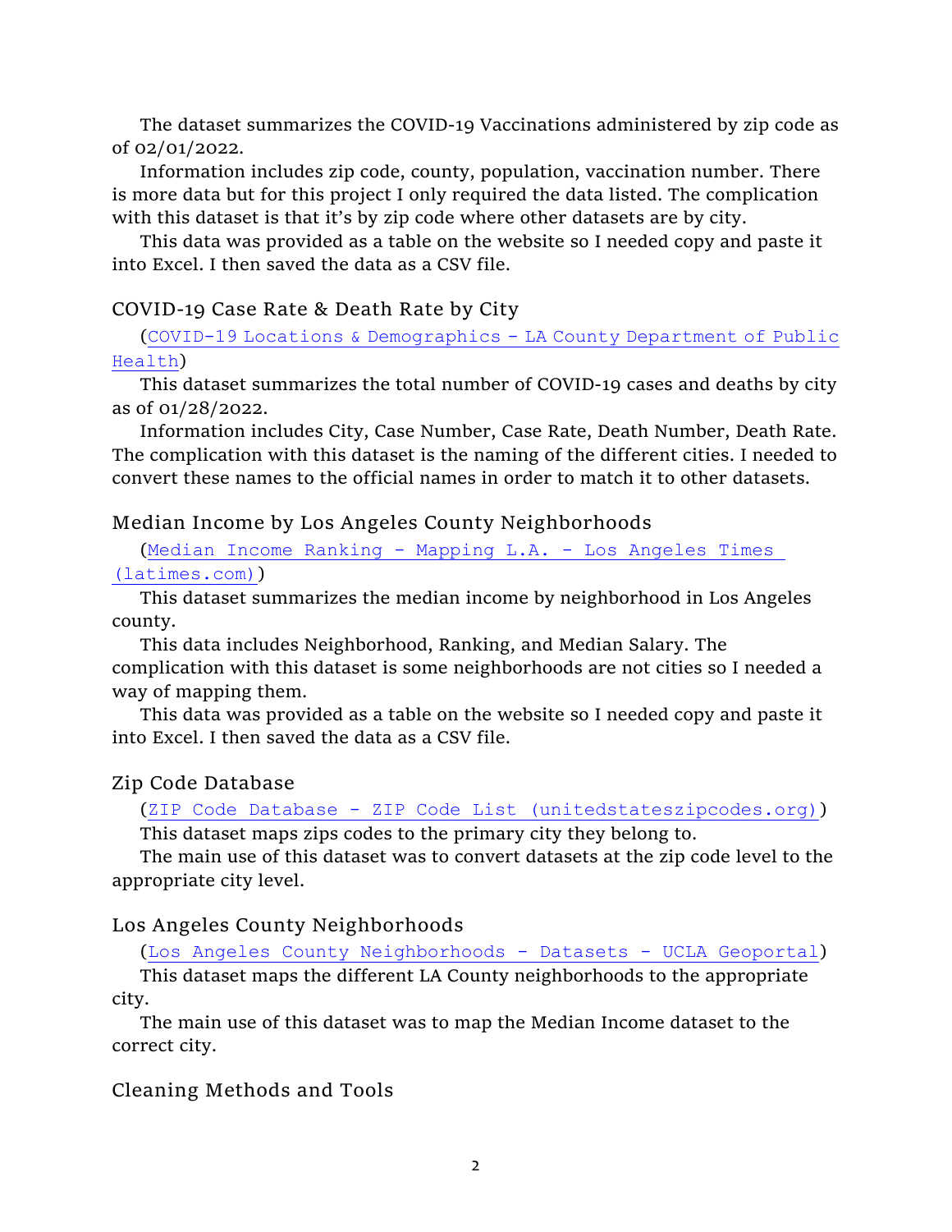The dataset summarizes the COVID-19 Vaccinations administered by zip code as of 02/01/2022.

Information includes zip code, county, population, vaccination number. There is more data but for this project I only required the data listed. The complication with this dataset is that it's by zip code where other datasets are by city.

This data was provided as a table on the website so I needed copy and paste it into Excel. I then saved the data as a CSV file.

## COVID-19 Case Rate & Death Rate by City

(COVID-19 Locations & Demographics - LA County Department of Public Health)

This dataset summarizes the total number of COVID-19 cases and deaths by city as of 01/28/2022.

Information includes City, Case Number, Case Rate, Death Number, Death Rate. The complication with this dataset is the naming of the different cities. I needed to convert these names to the official names in order to match it to other datasets.

## Median Income by Los Angeles County Neighborhoods

(Median Income Ranking - Mapping L.A. - Los Angeles Times (latimes.com))

This dataset summarizes the median income by neighborhood in Los Angeles county.

This data includes Neighborhood, Ranking, and Median Salary. The complication with this dataset is some neighborhoods are not cities so I needed a way of mapping them.

This data was provided as a table on the website so I needed copy and paste it into Excel. I then saved the data as a CSV file.

## Zip Code Database

(ZIP Code Database - ZIP Code List (unitedstateszipcodes.org))

This dataset maps zips codes to the primary city they belong to.

The main use of this dataset was to convert datasets at the zip code level to the appropriate city level.

## Los Angeles County Neighborhoods

(Los Angeles County Neighborhoods - Datasets - UCLA Geoportal)

This dataset maps the different LA County neighborhoods to the appropriate city.

The main use of this dataset was to map the Median Income dataset to the correct city.

## Cleaning Methods and Tools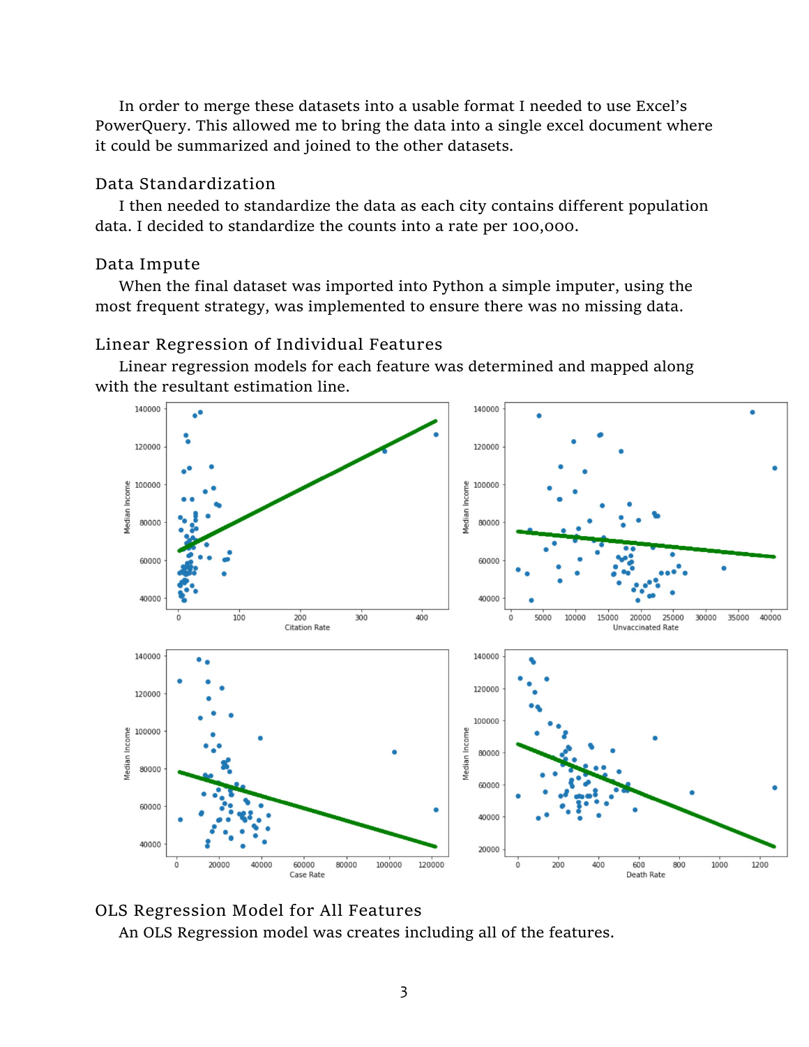In order to merge these datasets into a usable format I needed to use Excel's PowerQuery. This allowed me to bring the data into a single excel document where it could be summarized and joined to the other datasets.

## Data Standardization

I then needed to standardize the data as each city contains different population data. I decided to standardize the counts into a rate per 100,000.

## Data Impute

When the final dataset was imported into Python a simple imputer, using the most frequent strategy, was implemented to ensure there was no missing data.

## Linear Regression of Individual Features

Linear regression models for each feature was determined and mapped along with the resultant estimation line.

## OLS Regression Model for All Features

An OLS Regression model was creates including all of the features.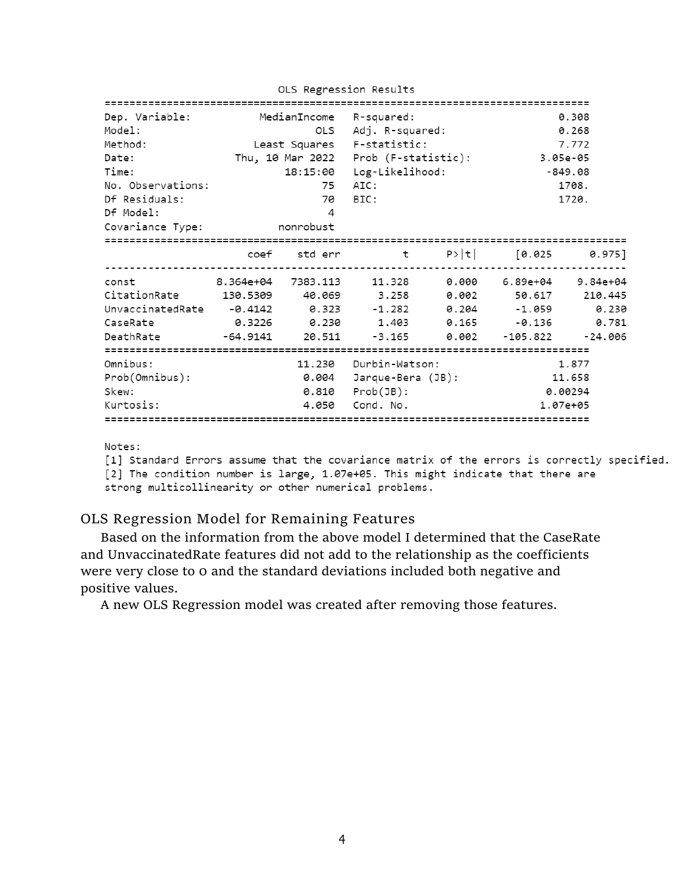```
                            OLS Regression Results
==============================================================================
Dep. Variable:           MedianIncome   R-squared:                       0.308
Model:                            OLS   Adj. R-squared:                  0.268
Method:                 Least Squares   F-statistic:                     7.772
Date:                Thu, 10 Mar 2022   Prob (F-statistic):           3.05e-05
Time:                        18:15:00   Log-Likelihood:                -849.08
No. Observations:                  75   AIC:                             1708.
Df Residuals:                      70   BIC:                             1720.
Df Model:                           4
Covariance Type:            nonrobust
====================================================================================
                       coef    std err          t      P>|t|      [0.025      0.975]
------------------------------------------------------------------------------------
const             8.364e+04   7383.113     11.328      0.000    6.89e+04    9.84e+04
CitationRate       130.5309     40.069      3.258      0.002      50.617     210.445
UnvaccinatedRate    -0.4142      0.323     -1.282      0.204      -1.059       0.230
CaseRate             0.3226      0.230      1.403      0.165      -0.136       0.781
DeathRate          -64.9141     20.511     -3.165      0.002    -105.822     -24.006
==============================================================================
Omnibus:                       11.230   Durbin-Watson:                   1.877
Prob(Omnibus):                  0.004   Jarque-Bera (JB):               11.658
Skew:                           0.810   Prob(JB):                      0.00294
Kurtosis:                       4.050   Cond. No.                     1.07e+05
==============================================================================

Notes:
[1] Standard Errors assume that the covariance matrix of the errors is correctly specified.
[2] The condition number is large, 1.07e+05. This might indicate that there are
strong multicollinearity or other numerical problems.
```

## OLS Regression Model for Remaining Features

Based on the information from the above model I determined that the CaseRate and UnvaccinatedRate features did not add to the relationship as the coefficients were very close to 0 and the standard deviations included both negative and positive values.

A new OLS Regression model was created after removing those features.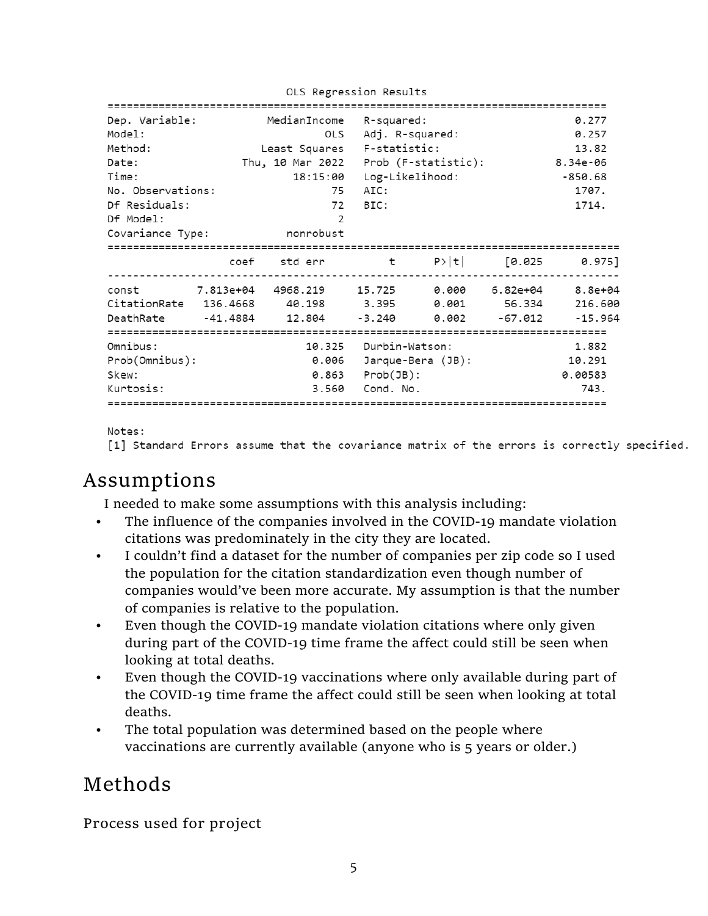```
                            OLS Regression Results                            
==============================================================================
Dep. Variable:           MedianIncome   R-squared:                       0.277
Model:                            OLS   Adj. R-squared:                  0.257
Method:                 Least Squares   F-statistic:                     13.82
Date:                Thu, 10 Mar 2022   Prob (F-statistic):           8.34e-06
Time:                        18:15:00   Log-Likelihood:                -850.68
No. Observations:                  75   AIC:                             1707.
Df Residuals:                      72   BIC:                             1714.
Df Model:                           2                                         
Covariance Type:            nonrobust                                         
================================================================================
                   coef    std err          t      P>|t|      [0.025      0.975]
--------------------------------------------------------------------------------
const         7.813e+04   4968.219     15.725      0.000    6.82e+04     8.8e+04
CitationRate   136.4668     40.198      3.395      0.001      56.334     216.600
DeathRate      -41.4884     12.804     -3.240      0.002     -67.012     -15.964
==============================================================================
Omnibus:                       10.325   Durbin-Watson:                   1.882
Prob(Omnibus):                  0.006   Jarque-Bera (JB):               10.291
Skew:                           0.863   Prob(JB):                      0.00583
Kurtosis:                       3.560   Cond. No.                         743.
==============================================================================

Notes:
[1] Standard Errors assume that the covariance matrix of the errors is correctly specified.
```

# Assumptions

I needed to make some assumptions with this analysis including:

- The influence of the companies involved in the COVID-19 mandate violation citations was predominately in the city they are located.
- I couldn't find a dataset for the number of companies per zip code so I used the population for the citation standardization even though number of companies would've been more accurate. My assumption is that the number of companies is relative to the population.
- Even though the COVID-19 mandate violation citations where only given during part of the COVID-19 time frame the affect could still be seen when looking at total deaths.
- Even though the COVID-19 vaccinations where only available during part of the COVID-19 time frame the affect could still be seen when looking at total deaths.
- The total population was determined based on the people where vaccinations are currently available (anyone who is 5 years or older.)

# Methods

Process used for project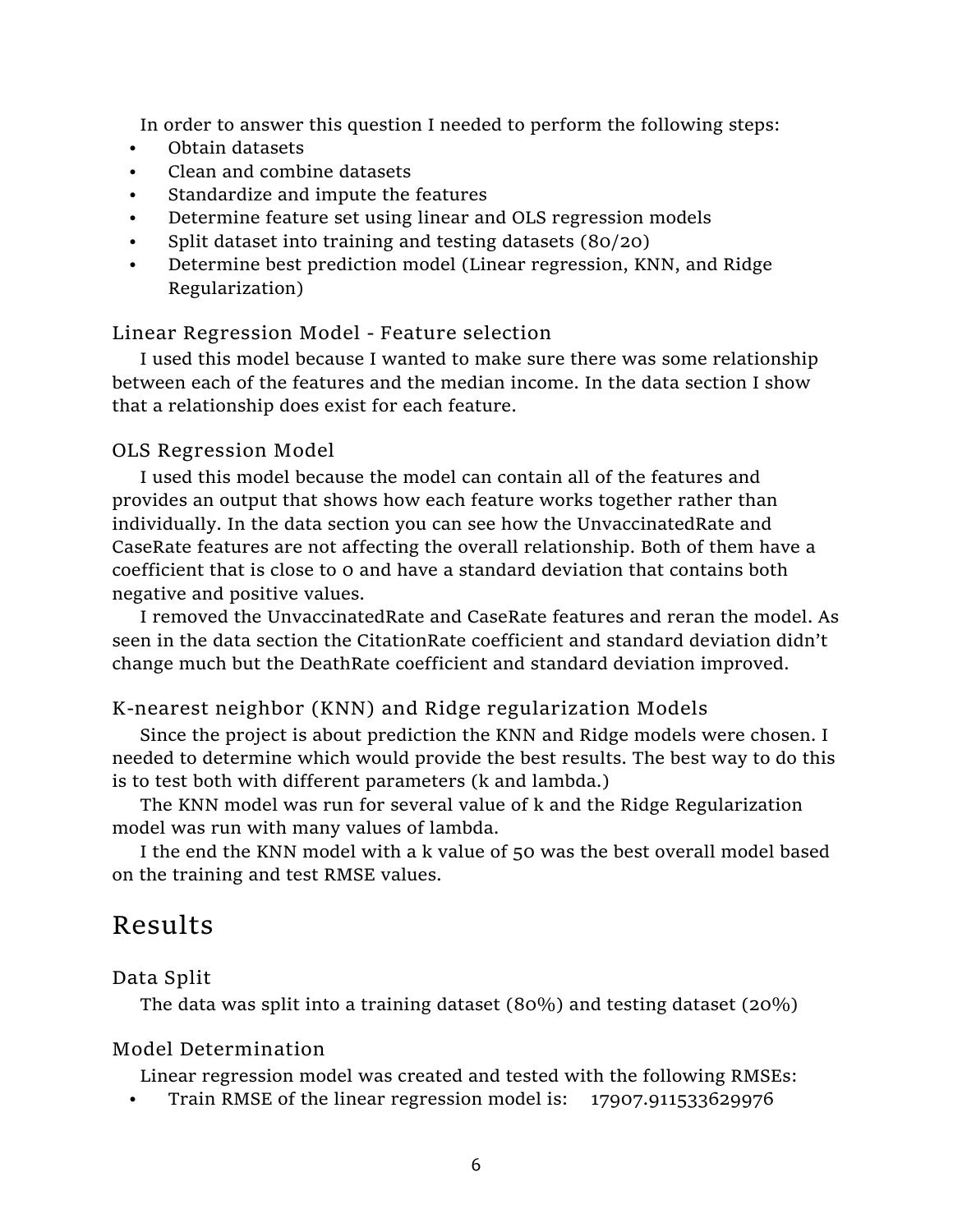In order to answer this question I needed to perform the following steps:

- Obtain datasets
- Clean and combine datasets
- Standardize and impute the features
- Determine feature set using linear and OLS regression models
- Split dataset into training and testing datasets (80/20)
- Determine best prediction model (Linear regression, KNN, and Ridge Regularization)

### Linear Regression Model - Feature selection

I used this model because I wanted to make sure there was some relationship between each of the features and the median income. In the data section I show that a relationship does exist for each feature.

### OLS Regression Model

I used this model because the model can contain all of the features and provides an output that shows how each feature works together rather than individually. In the data section you can see how the UnvaccinatedRate and CaseRate features are not affecting the overall relationship. Both of them have a coefficient that is close to 0 and have a standard deviation that contains both negative and positive values.

I removed the UnvaccinatedRate and CaseRate features and reran the model. As seen in the data section the CitationRate coefficient and standard deviation didn't change much but the DeathRate coefficient and standard deviation improved.

### K-nearest neighbor (KNN) and Ridge regularization Models

Since the project is about prediction the KNN and Ridge models were chosen. I needed to determine which would provide the best results. The best way to do this is to test both with different parameters (k and lambda.)

The KNN model was run for several value of k and the Ridge Regularization model was run with many values of lambda.

I the end the KNN model with a k value of 50 was the best overall model based on the training and test RMSE values.

## Results

### Data Split

The data was split into a training dataset (80%) and testing dataset (20%)

### Model Determination

Linear regression model was created and tested with the following RMSEs:

- Train RMSE of the linear regression model is: 17907.911533629976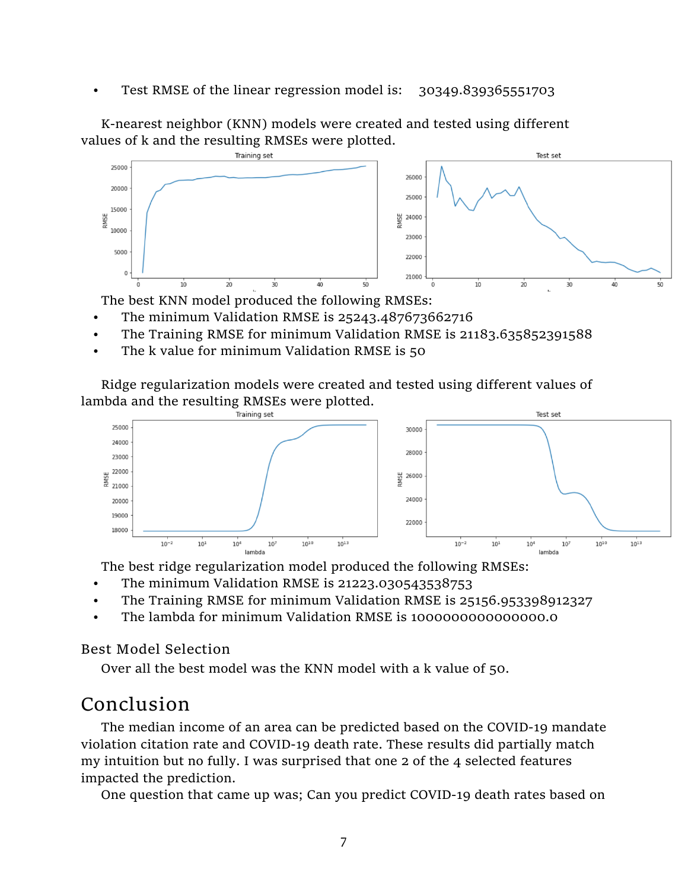- Test RMSE of the linear regression model is: 30349.839365551703

K-nearest neighbor (KNN) models were created and tested using different values of k and the resulting RMSEs were plotted.

The best KNN model produced the following RMSEs:

- The minimum Validation RMSE is 25243.487673662716
- The Training RMSE for minimum Validation RMSE is 21183.635852391588
- The k value for minimum Validation RMSE is 50

Ridge regularization models were created and tested using different values of lambda and the resulting RMSEs were plotted.

The best ridge regularization model produced the following RMSEs:

- The minimum Validation RMSE is 21223.030543538753
- The Training RMSE for minimum Validation RMSE is 25156.953398912327
- The lambda for minimum Validation RMSE is 1000000000000000.0

### Best Model Selection

Over all the best model was the KNN model with a k value of 50.

## Conclusion

The median income of an area can be predicted based on the COVID-19 mandate violation citation rate and COVID-19 death rate. These results did partially match my intuition but no fully. I was surprised that one 2 of the 4 selected features impacted the prediction.

One question that came up was; Can you predict COVID-19 death rates based on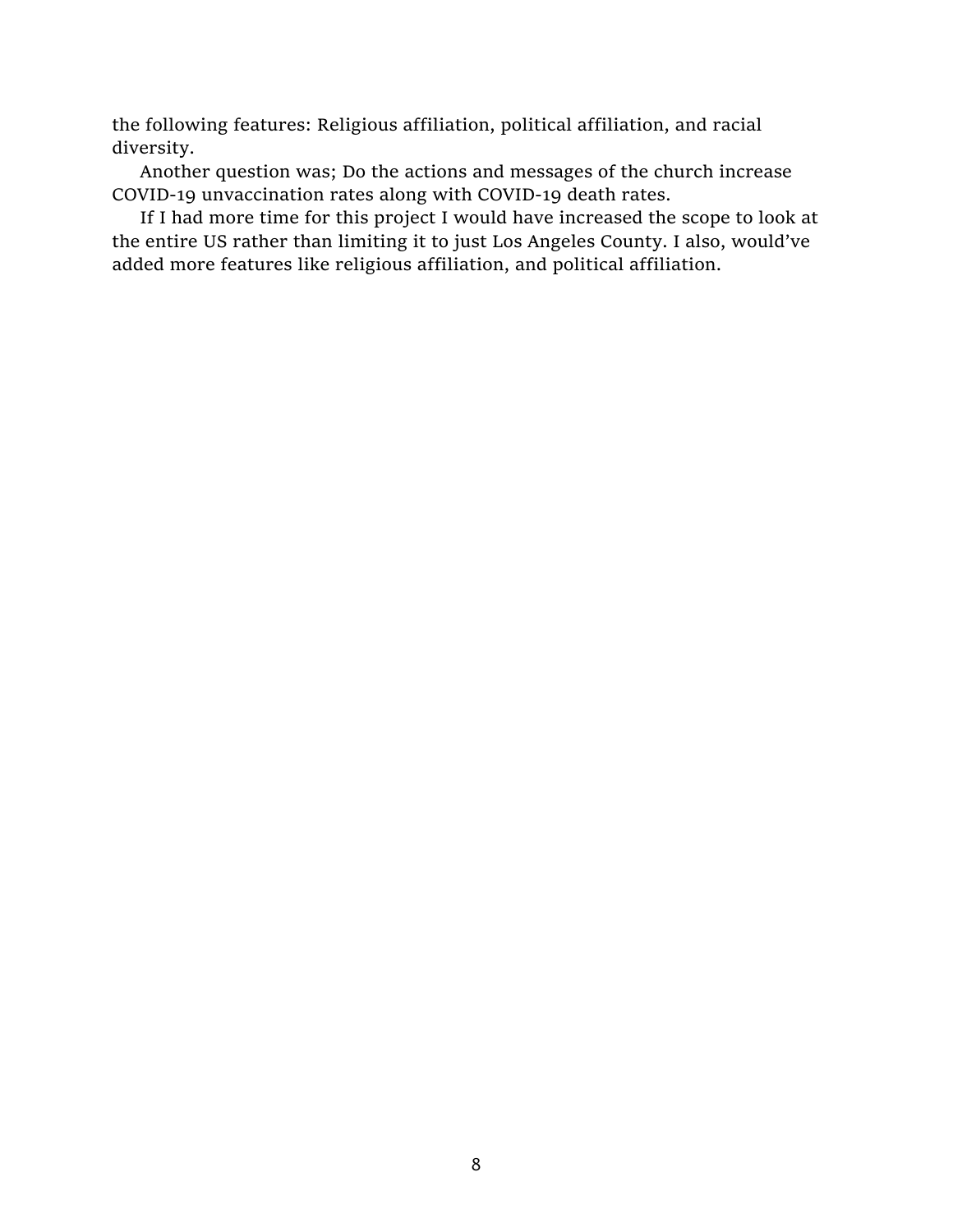the following features: Religious affiliation, political affiliation, and racial diversity.

Another question was; Do the actions and messages of the church increase COVID-19 unvaccination rates along with COVID-19 death rates.

If I had more time for this project I would have increased the scope to look at the entire US rather than limiting it to just Los Angeles County. I also, would've added more features like religious affiliation, and political affiliation.